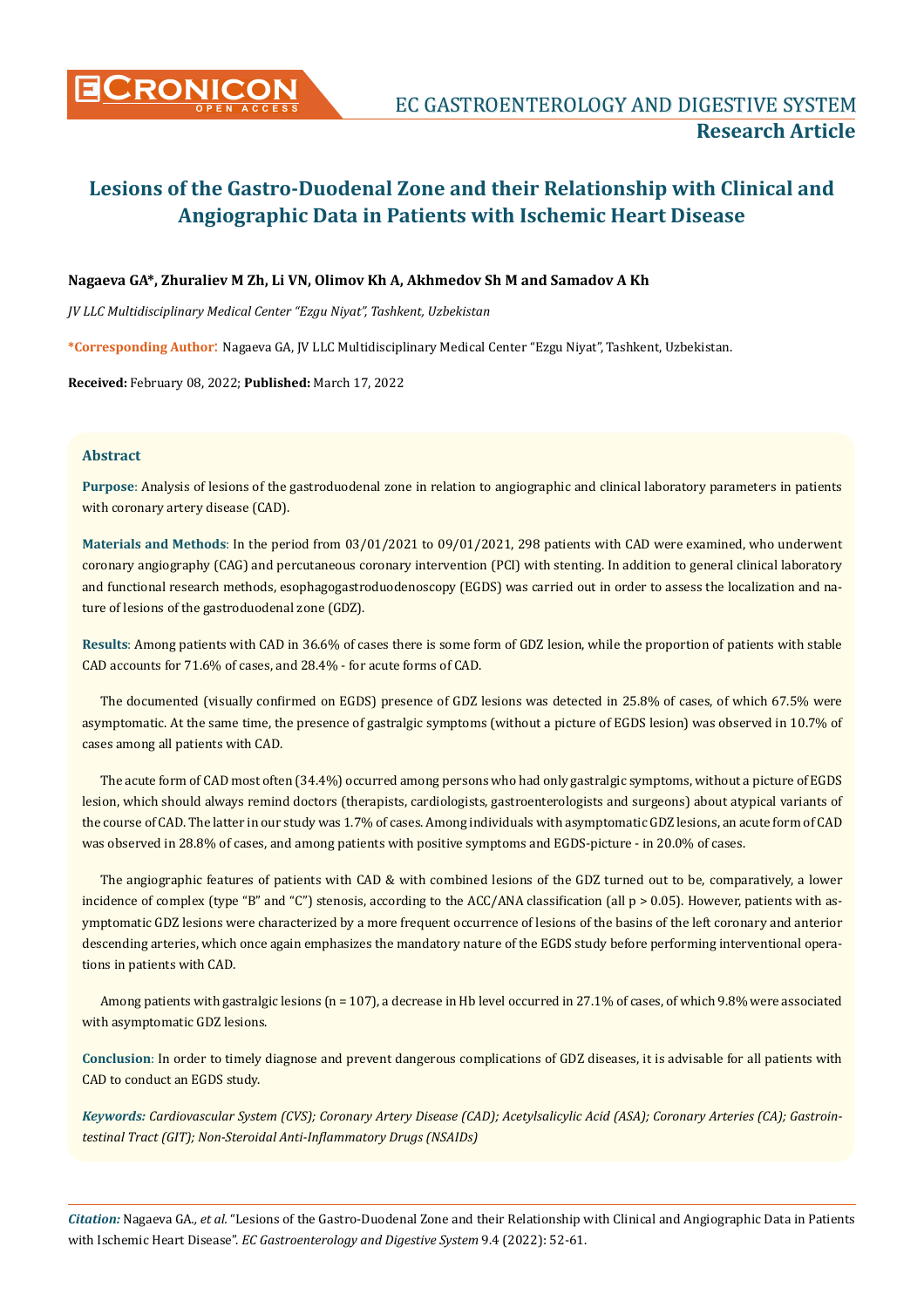# Lesions of the Gastro-Duodenal Zone and their Relationship with Clinical and Angiographic Data in Patients with Ischemic Heart Disease

**Nagaeva GA\*, Zhuraliev M Zh, Li VN, Olimov Kh A, Akhmedov Sh M and Samadov A Kh**

*JV LLC Multidisciplinary Medical Center "Ezgu Niyat", Tashkent, Uzbekistan*

**\*Corresponding Author:** Nagaeva GA, JV LLC Multidisciplinary Medical Center "Ezgu Niyat", Tashkent, Uzbekistan.

**Received:** February 08, 2022; **Published:** March 17, 2022

## Abstract

**Purpose**: Analysis of lesions of the gastroduodenal zone in relation to angiographic and clinical laboratory parameters in patients with coronary artery disease (CAD).

**Materials and Methods**: In the period from 03/01/2021 to 09/01/2021, 298 patients with CAD were examined, who underwent coronary angiography (CAG) and percutaneous coronary intervention (PCI) with stenting. In addition to general clinical laboratory and functional research methods, esophagogastroduodenoscopy (EGDS) was carried out in order to assess the localization and nature of lesions of the gastroduodenal zone (GDZ).

**Results**: Among patients with CAD in 36.6% of cases there is some form of GDZ lesion, while the proportion of patients with stable CAD accounts for 71.6% of cases, and 28.4% - for acute forms of CAD.

The documented (visually confirmed on EGDS) presence of GDZ lesions was detected in 25.8% of cases, of which 67.5% were asymptomatic. At the same time, the presence of gastralgic symptoms (without a picture of EGDS lesion) was observed in 10.7% of cases among all patients with CAD.

The acute form of CAD most often (34.4%) occurred among persons who had only gastralgic symptoms, without a picture of EGDS lesion, which should always remind doctors (therapists, cardiologists, gastroenterologists and surgeons) about atypical variants of the course of CAD. The latter in our study was 1.7% of cases. Among individuals with asymptomatic GDZ lesions, an acute form of CAD was observed in 28.8% of cases, and among patients with positive symptoms and EGDS-picture - in 20.0% of cases.

The angiographic features of patients with CAD & with combined lesions of the GDZ turned out to be, comparatively, a lower incidence of complex (type "B" and "C") stenosis, according to the ACC/ANA classification (all $p > 0.05$). However, patients with asymptomatic GDZ lesions were characterized by a more frequent occurrence of lesions of the basins of the left coronary and anterior descending arteries, which once again emphasizes the mandatory nature of the EGDS study before performing interventional operations in patients with CAD.

Among patients with gastralgic lesions (n = 107), a decrease in Hb level occurred in 27.1% of cases, of which 9.8% were associated with asymptomatic GDZ lesions.

**Conclusion**: In order to timely diagnose and prevent dangerous complications of GDZ diseases, it is advisable for all patients with CAD to conduct an EGDS study.

***Keywords:*** *Cardiovascular System (CVS); Coronary Artery Disease (CAD); Acetylsalicylic Acid (ASA); Coronary Arteries (CA); Gastrointestinal Tract (GIT); Non-Steroidal Anti-Inflammatory Drugs (NSAIDs)*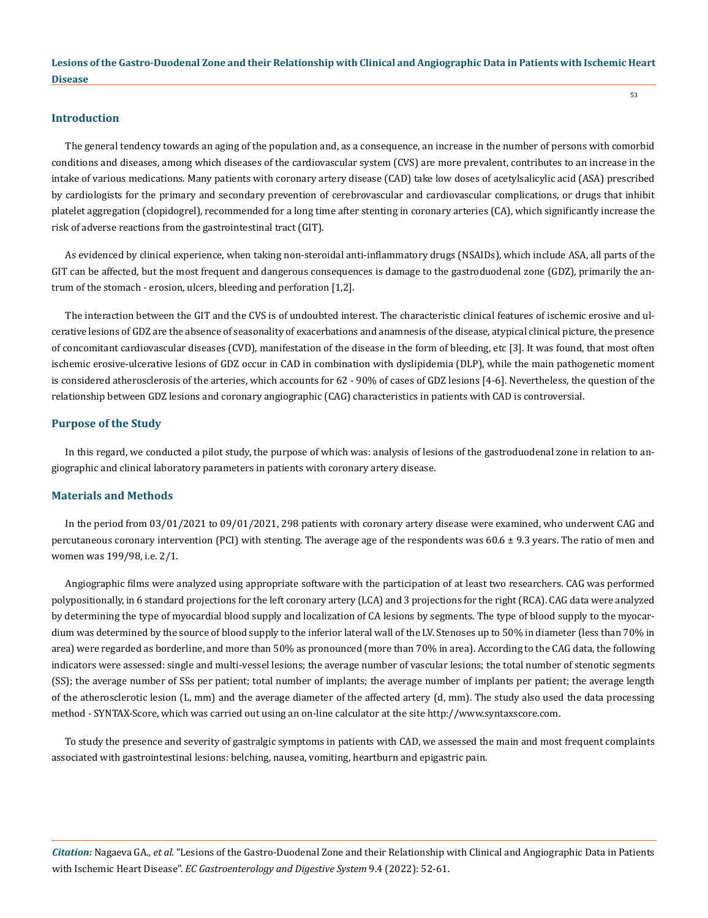## Introduction

The general tendency towards an aging of the population and, as a consequence, an increase in the number of persons with comorbid conditions and diseases, among which diseases of the cardiovascular system (CVS) are more prevalent, contributes to an increase in the intake of various medications. Many patients with coronary artery disease (CAD) take low doses of acetylsalicylic acid (ASA) prescribed by cardiologists for the primary and secondary prevention of cerebrovascular and cardiovascular complications, or drugs that inhibit platelet aggregation (clopidogrel), recommended for a long time after stenting in coronary arteries (CA), which significantly increase the risk of adverse reactions from the gastrointestinal tract (GIT).

As evidenced by clinical experience, when taking non-steroidal anti-inflammatory drugs (NSAIDs), which include ASA, all parts of the GIT can be affected, but the most frequent and dangerous consequences is damage to the gastroduodenal zone (GDZ), primarily the antrum of the stomach - erosion, ulcers, bleeding and perforation [1,2].

The interaction between the GIT and the CVS is of undoubted interest. The characteristic clinical features of ischemic erosive and ulcerative lesions of GDZ are the absence of seasonality of exacerbations and anamnesis of the disease, atypical clinical picture, the presence of concomitant cardiovascular diseases (CVD), manifestation of the disease in the form of bleeding, etc [3]. It was found, that most often ischemic erosive-ulcerative lesions of GDZ occur in CAD in combination with dyslipidemia (DLP), while the main pathogenetic moment is considered atherosclerosis of the arteries, which accounts for 62 - 90% of cases of GDZ lesions [4-6]. Nevertheless, the question of the relationship between GDZ lesions and coronary angiographic (CAG) characteristics in patients with CAD is controversial.

## Purpose of the Study

In this regard, we conducted a pilot study, the purpose of which was: analysis of lesions of the gastroduodenal zone in relation to angiographic and clinical laboratory parameters in patients with coronary artery disease.

## Materials and Methods

In the period from 03/01/2021 to 09/01/2021, 298 patients with coronary artery disease were examined, who underwent CAG and percutaneous coronary intervention (PCI) with stenting. The average age of the respondents was 60.6 ± 9.3 years. The ratio of men and women was 199/98, i.e. 2/1.

Angiographic films were analyzed using appropriate software with the participation of at least two researchers. CAG was performed polypositionally, in 6 standard projections for the left coronary artery (LCA) and 3 projections for the right (RCA). CAG data were analyzed by determining the type of myocardial blood supply and localization of CA lesions by segments. The type of blood supply to the myocardium was determined by the source of blood supply to the inferior lateral wall of the LV. Stenoses up to 50% in diameter (less than 70% in area) were regarded as borderline, and more than 50% as pronounced (more than 70% in area). According to the CAG data, the following indicators were assessed: single and multi-vessel lesions; the average number of vascular lesions; the total number of stenotic segments (SS); the average number of SSs per patient; total number of implants; the average number of implants per patient; the average length of the atherosclerotic lesion (L, mm) and the average diameter of the affected artery (d, mm). The study also used the data processing method - SYNTAX-Score, which was carried out using an on-line calculator at the site http://www.syntaxscore.com.

To study the presence and severity of gastralgic symptoms in patients with CAD, we assessed the main and most frequent complaints associated with gastrointestinal lesions: belching, nausea, vomiting, heartburn and epigastric pain.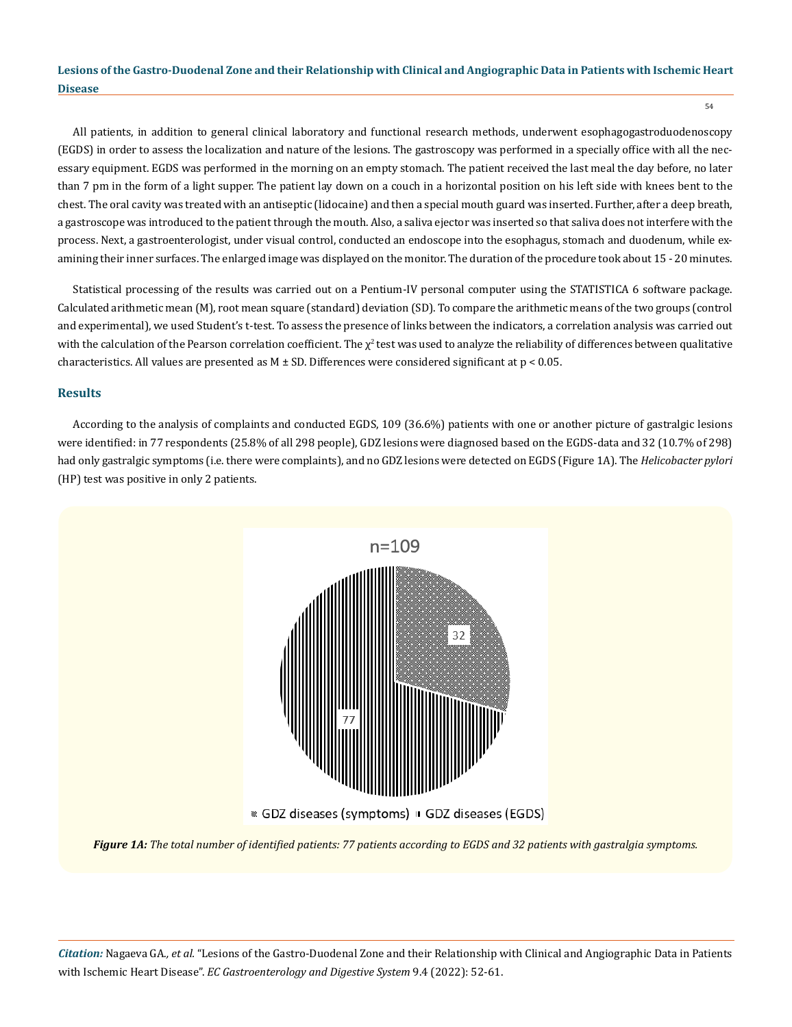All patients, in addition to general clinical laboratory and functional research methods, underwent esophagogastroduodenoscopy (EGDS) in order to assess the localization and nature of the lesions. The gastroscopy was performed in a specially office with all the necessary equipment. EGDS was performed in the morning on an empty stomach. The patient received the last meal the day before, no later than 7 pm in the form of a light supper. The patient lay down on a couch in a horizontal position on his left side with knees bent to the chest. The oral cavity was treated with an antiseptic (lidocaine) and then a special mouth guard was inserted. Further, after a deep breath, a gastroscope was introduced to the patient through the mouth. Also, a saliva ejector was inserted so that saliva does not interfere with the process. Next, a gastroenterologist, under visual control, conducted an endoscope into the esophagus, stomach and duodenum, while examining their inner surfaces. The enlarged image was displayed on the monitor. The duration of the procedure took about 15 - 20 minutes.

Statistical processing of the results was carried out on a Pentium-IV personal computer using the STATISTICA 6 software package. Calculated arithmetic mean (M), root mean square (standard) deviation (SD). To compare the arithmetic means of the two groups (control and experimental), we used Student's t-test. To assess the presence of links between the indicators, a correlation analysis was carried out with the calculation of the Pearson correlation coefficient. The $\chi^2$ test was used to analyze the reliability of differences between qualitative characteristics. All values are presented as M ± SD. Differences were considered significant at $p < 0.05$.

## Results

According to the analysis of complaints and conducted EGDS, 109 (36.6%) patients with one or another picture of gastralgic lesions were identified: in 77 respondents (25.8% of all 298 people), GDZ lesions were diagnosed based on the EGDS-data and 32 (10.7% of 298) had only gastralgic symptoms (i.e. there were complaints), and no GDZ lesions were detected on EGDS (Figure 1A). The *Helicobacter pylori* (HP) test was positive in only 2 patients.

n=109

32

77

GDZ diseases (symptoms) GDZ diseases (EGDS)

***Figure 1A:*** *The total number of identified patients: 77 patients according to EGDS and 32 patients with gastralgia symptoms.*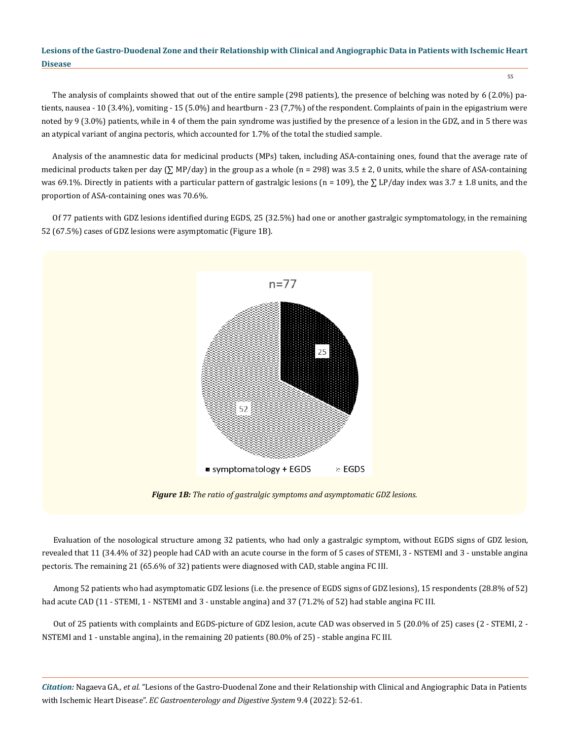The analysis of complaints showed that out of the entire sample (298 patients), the presence of belching was noted by 6 (2.0%) patients, nausea - 10 (3.4%), vomiting - 15 (5.0%) and heartburn - 23 (7,7%) of the respondent. Complaints of pain in the epigastrium were noted by 9 (3.0%) patients, while in 4 of them the pain syndrome was justified by the presence of a lesion in the GDZ, and in 5 there was an atypical variant of angina pectoris, which accounted for 1.7% of the total the studied sample.

Analysis of the anamnestic data for medicinal products (MPs) taken, including ASA-containing ones, found that the average rate of medicinal products taken per day (∑ MP/day) in the group as a whole (n = 298) was 3.5 ± 2, 0 units, while the share of ASA-containing was 69.1%. Directly in patients with a particular pattern of gastralgic lesions (n = 109), the ∑ LP/day index was 3.7 ± 1.8 units, and the proportion of ASA-containing ones was 70.6%.

Of 77 patients with GDZ lesions identified during EGDS, 25 (32.5%) had one or another gastralgic symptomatology, in the remaining 52 (67.5%) cases of GDZ lesions were asymptomatic (Figure 1B).

n=77

25

52

symptomatology + EGDS    EGDS

***Figure 1B:*** *The ratio of gastralgic symptoms and asymptomatic GDZ lesions.*

Evaluation of the nosological structure among 32 patients, who had only a gastralgic symptom, without EGDS signs of GDZ lesion, revealed that 11 (34.4% of 32) people had CAD with an acute course in the form of 5 cases of STEMI, 3 - NSTEMI and 3 - unstable angina pectoris. The remaining 21 (65.6% of 32) patients were diagnosed with CAD, stable angina FC III.

Among 52 patients who had asymptomatic GDZ lesions (i.e. the presence of EGDS signs of GDZ lesions), 15 respondents (28.8% of 52) had acute CAD (11 - STEMI, 1 - NSTEMI and 3 - unstable angina) and 37 (71.2% of 52) had stable angina FC III.

Out of 25 patients with complaints and EGDS-picture of GDZ lesion, acute CAD was observed in 5 (20.0% of 25) cases (2 - STEMI, 2 - NSTEMI and 1 - unstable angina), in the remaining 20 patients (80.0% of 25) - stable angina FC III.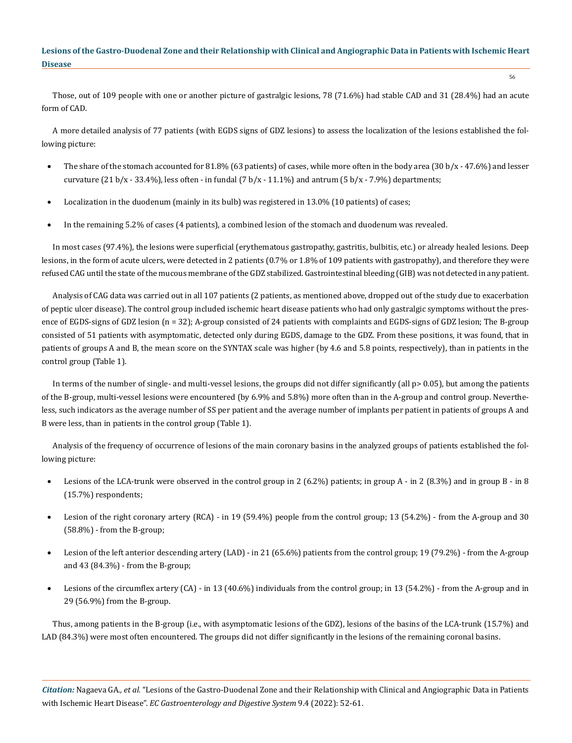Those, out of 109 people with one or another picture of gastralgic lesions, 78 (71.6%) had stable CAD and 31 (28.4%) had an acute form of CAD.

A more detailed analysis of 77 patients (with EGDS signs of GDZ lesions) to assess the localization of the lesions established the following picture:

- The share of the stomach accounted for 81.8% (63 patients) of cases, while more often in the body area (30 b/x - 47.6%) and lesser curvature (21 b/x - 33.4%), less often - in fundal (7 b/x - 11.1%) and antrum (5 b/x - 7.9%) departments;
- Localization in the duodenum (mainly in its bulb) was registered in 13.0% (10 patients) of cases;
- In the remaining 5.2% of cases (4 patients), a combined lesion of the stomach and duodenum was revealed.

In most cases (97.4%), the lesions were superficial (erythematous gastropathy, gastritis, bulbitis, etc.) or already healed lesions. Deep lesions, in the form of acute ulcers, were detected in 2 patients (0.7% or 1.8% of 109 patients with gastropathy), and therefore they were refused CAG until the state of the mucous membrane of the GDZ stabilized. Gastrointestinal bleeding (GIB) was not detected in any patient.

Analysis of CAG data was carried out in all 107 patients (2 patients, as mentioned above, dropped out of the study due to exacerbation of peptic ulcer disease). The control group included ischemic heart disease patients who had only gastralgic symptoms without the presence of EGDS-signs of GDZ lesion (n = 32); A-group consisted of 24 patients with complaints and EGDS-signs of GDZ lesion; The B-group consisted of 51 patients with asymptomatic, detected only during EGDS, damage to the GDZ. From these positions, it was found, that in patients of groups A and B, the mean score on the SYNTAX scale was higher (by 4.6 and 5.8 points, respectively), than in patients in the control group (Table 1).

In terms of the number of single- and multi-vessel lesions, the groups did not differ significantly (all $p > 0.05$), but among the patients of the B-group, multi-vessel lesions were encountered (by 6.9% and 5.8%) more often than in the A-group and control group. Nevertheless, such indicators as the average number of SS per patient and the average number of implants per patient in patients of groups A and B were less, than in patients in the control group (Table 1).

Analysis of the frequency of occurrence of lesions of the main coronary basins in the analyzed groups of patients established the following picture:

- Lesions of the LCA-trunk were observed in the control group in 2 (6.2%) patients; in group A - in 2 (8.3%) and in group B - in 8 (15.7%) respondents;
- Lesion of the right coronary artery (RCA) - in 19 (59.4%) people from the control group; 13 (54.2%) - from the A-group and 30 (58.8%) - from the B-group;
- Lesion of the left anterior descending artery (LAD) - in 21 (65.6%) patients from the control group; 19 (79.2%) - from the A-group and 43 (84.3%) - from the B-group;
- Lesions of the circumflex artery (CA) - in 13 (40.6%) individuals from the control group; in 13 (54.2%) - from the A-group and in 29 (56.9%) from the B-group.

Thus, among patients in the B-group (i.e., with asymptomatic lesions of the GDZ), lesions of the basins of the LCA-trunk (15.7%) and LAD (84.3%) were most often encountered. The groups did not differ significantly in the lesions of the remaining coronal basins.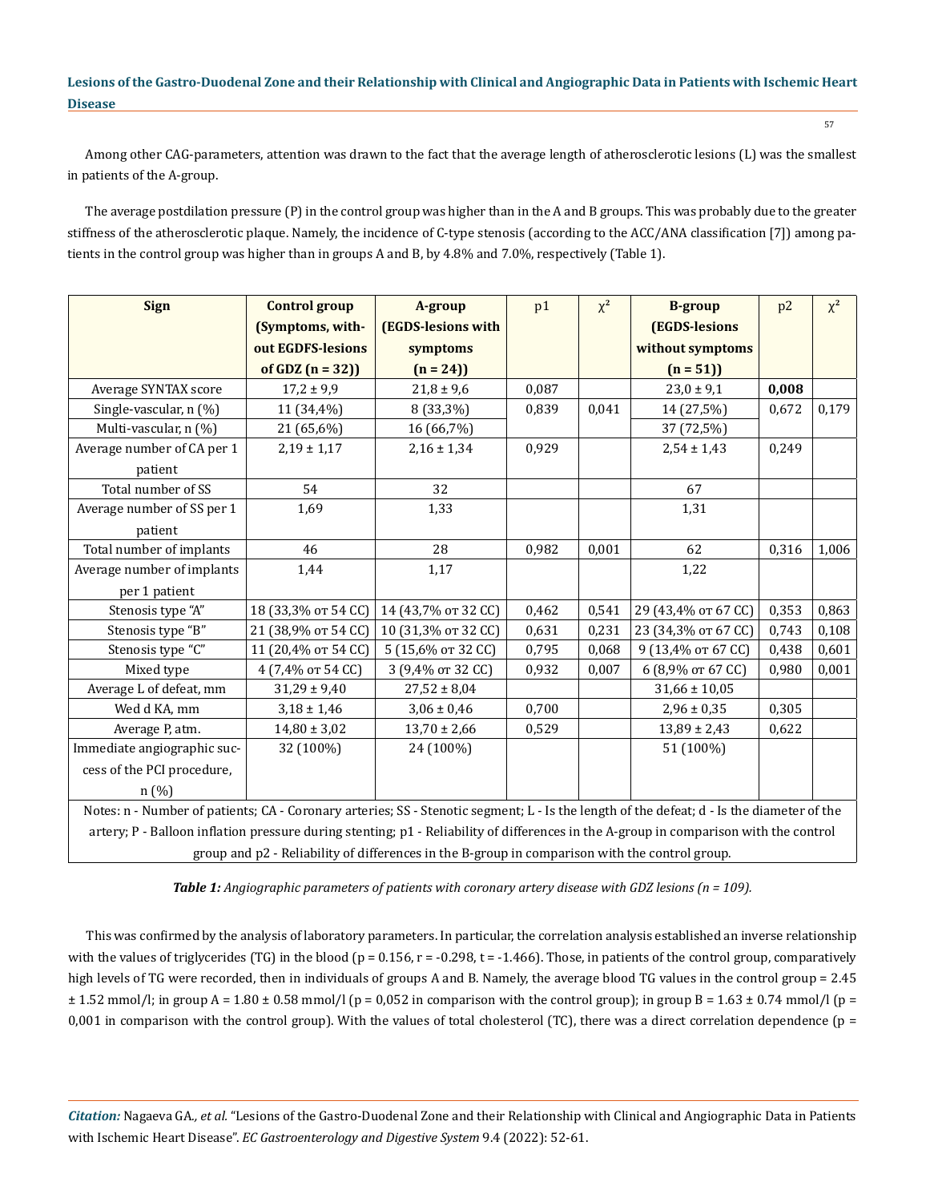Among other CAG-parameters, attention was drawn to the fact that the average length of atherosclerotic lesions (L) was the smallest in patients of the A-group.

The average postdilation pressure (P) in the control group was higher than in the A and B groups. This was probably due to the greater stiffness of the atherosclerotic plaque. Namely, the incidence of C-type stenosis (according to the ACC/ANA classification [7]) among patients in the control group was higher than in groups A and B, by 4.8% and 7.0%, respectively (Table 1).

| Sign | Control group (Symptoms, without EGDFS-lesions of GDZ (n = 32)) | A-group (EGDS-lesions with symptoms (n = 24)) | p1 | $\chi^2$ | B-group (EGDS-lesions without symptoms (n = 51)) | p2 | $\chi^2$ |
|---|---|---|---|---|---|---|---|
| Average SYNTAX score | 17,2 ± 9,9 | 21,8 ± 9,6 | 0,087 | | 23,0 ± 9,1 | **0,008** | |
| Single-vascular, n (%) | 11 (34,4%) | 8 (33,3%) | 0,839 | 0,041 | 14 (27,5%) | 0,672 | 0,179 |
| Multi-vascular, n (%) | 21 (65,6%) | 16 (66,7%) | | | 37 (72,5%) | | |
| Average number of CA per 1 patient | 2,19 ± 1,17 | 2,16 ± 1,34 | 0,929 | | 2,54 ± 1,43 | 0,249 | |
| Total number of SS | 54 | 32 | | | 67 | | |
| Average number of SS per 1 patient | 1,69 | 1,33 | | | 1,31 | | |
| Total number of implants | 46 | 28 | 0,982 | 0,001 | 62 | 0,316 | 1,006 |
| Average number of implants per 1 patient | 1,44 | 1,17 | | | 1,22 | | |
| Stenosis type "A" | 18 (33,3% от 54 CC) | 14 (43,7% от 32 CC) | 0,462 | 0,541 | 29 (43,4% от 67 CC) | 0,353 | 0,863 |
| Stenosis type "B" | 21 (38,9% от 54 CC) | 10 (31,3% от 32 CC) | 0,631 | 0,231 | 23 (34,3% от 67 CC) | 0,743 | 0,108 |
| Stenosis type "C" | 11 (20,4% от 54 CC) | 5 (15,6% от 32 CC) | 0,795 | 0,068 | 9 (13,4% от 67 CC) | 0,438 | 0,601 |
| Mixed type | 4 (7,4% от 54 CC) | 3 (9,4% от 32 CC) | 0,932 | 0,007 | 6 (8,9% от 67 CC) | 0,980 | 0,001 |
| Average L of defeat, mm | 31,29 ± 9,40 | 27,52 ± 8,04 | | | 31,66 ± 10,05 | | |
| Wed d KA, mm | 3,18 ± 1,46 | 3,06 ± 0,46 | 0,700 | | 2,96 ± 0,35 | 0,305 | |
| Average P, atm. | 14,80 ± 3,02 | 13,70 ± 2,66 | 0,529 | | 13,89 ± 2,43 | 0,622 | |
| Immediate angiographic success of the PCI procedure, n (%) | 32 (100%) | 24 (100%) | | | 51 (100%) | | |

Notes: n - Number of patients; CA - Coronary arteries; SS - Stenotic segment; L - Is the length of the defeat; d - Is the diameter of the artery; P - Balloon inflation pressure during stenting; p1 - Reliability of differences in the A-group in comparison with the control group and p2 - Reliability of differences in the B-group in comparison with the control group.

*Table 1: Angiographic parameters of patients with coronary artery disease with GDZ lesions (n = 109).*

This was confirmed by the analysis of laboratory parameters. In particular, the correlation analysis established an inverse relationship with the values of triglycerides (TG) in the blood (p = 0.156, r = -0.298, t = -1.466). Those, in patients of the control group, comparatively high levels of TG were recorded, then in individuals of groups A and B. Namely, the average blood TG values in the control group = 2.45 ± 1.52 mmol/l; in group A = 1.80 ± 0.58 mmol/l (p = 0,052 in comparison with the control group); in group B = 1.63 ± 0.74 mmol/l (p = 0,001 in comparison with the control group). With the values of total cholesterol (TC), there was a direct correlation dependence (p =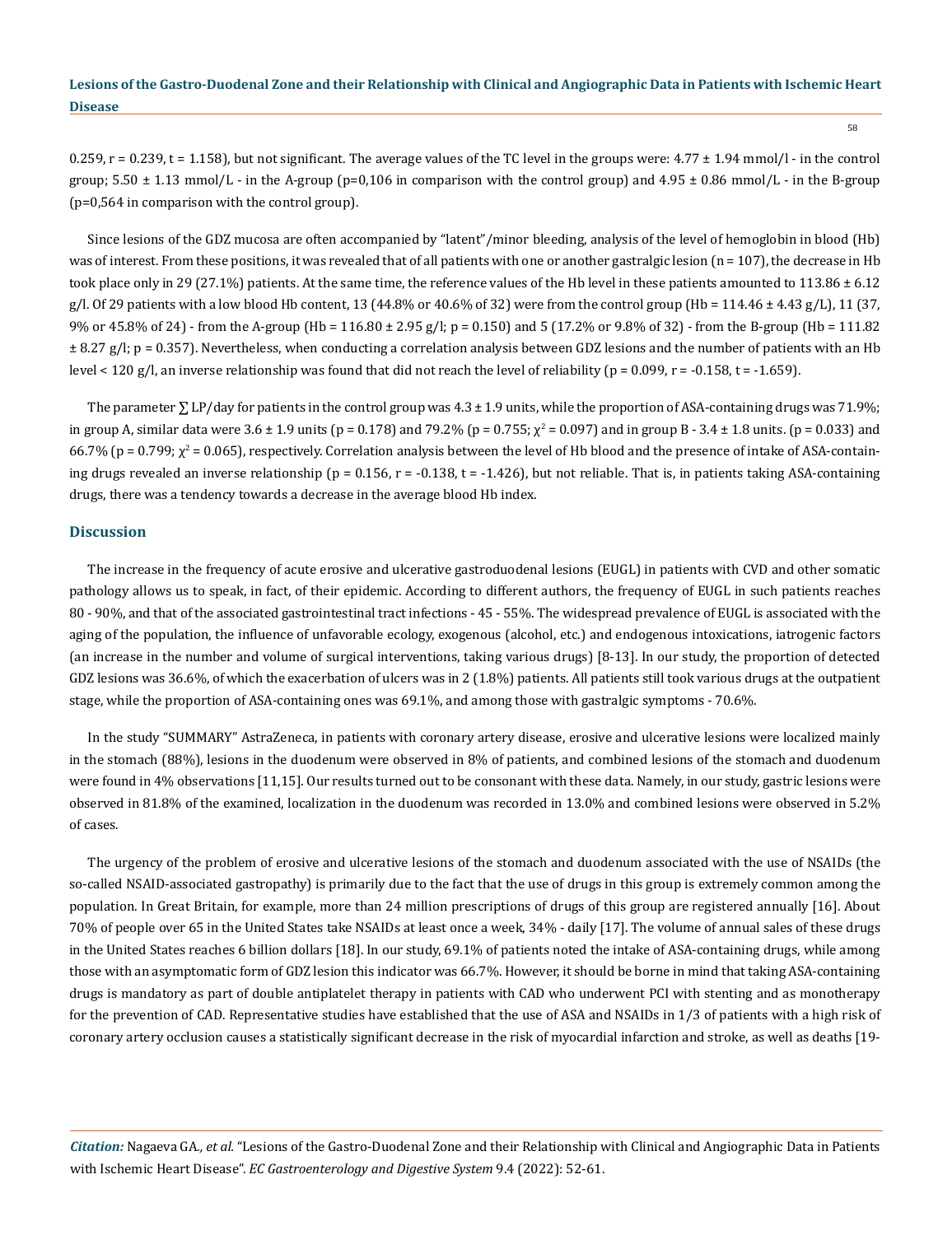0.259, r = 0.239, t = 1.158), but not significant. The average values of the TC level in the groups were: 4.77 ± 1.94 mmol/l - in the control group; 5.50 ± 1.13 mmol/L - in the A-group (p=0,106 in comparison with the control group) and 4.95 ± 0.86 mmol/L - in the B-group (p=0,564 in comparison with the control group).

Since lesions of the GDZ mucosa are often accompanied by "latent"/minor bleeding, analysis of the level of hemoglobin in blood (Hb) was of interest. From these positions, it was revealed that of all patients with one or another gastralgic lesion (n = 107), the decrease in Hb took place only in 29 (27.1%) patients. At the same time, the reference values of the Hb level in these patients amounted to 113.86 ± 6.12 g/l. Of 29 patients with a low blood Hb content, 13 (44.8% or 40.6% of 32) were from the control group (Hb = 114.46 ± 4.43 g/L), 11 (37, 9% or 45.8% of 24) - from the A-group (Hb = 116.80 ± 2.95 g/l; p = 0.150) and 5 (17.2% or 9.8% of 32) - from the B-group (Hb = 111.82 ± 8.27 g/l; p = 0.357). Nevertheless, when conducting a correlation analysis between GDZ lesions and the number of patients with an Hb level < 120 g/l, an inverse relationship was found that did not reach the level of reliability (p = 0.099, r = -0.158, t = -1.659).

The parameter ∑ LP/day for patients in the control group was 4.3 ± 1.9 units, while the proportion of ASA-containing drugs was 71.9%; in group A, similar data were 3.6 ± 1.9 units (p = 0.178) and 79.2% (p = 0.755; $\chi^2$ = 0.097) and in group B - 3.4 ± 1.8 units. (p = 0.033) and 66.7% (p = 0.799; $\chi^2$ = 0.065), respectively. Correlation analysis between the level of Hb blood and the presence of intake of ASA-containing drugs revealed an inverse relationship (p = 0.156, r = -0.138, t = -1.426), but not reliable. That is, in patients taking ASA-containing drugs, there was a tendency towards a decrease in the average blood Hb index.

## Discussion

The increase in the frequency of acute erosive and ulcerative gastroduodenal lesions (EUGL) in patients with CVD and other somatic pathology allows us to speak, in fact, of their epidemic. According to different authors, the frequency of EUGL in such patients reaches 80 - 90%, and that of the associated gastrointestinal tract infections - 45 - 55%. The widespread prevalence of EUGL is associated with the aging of the population, the influence of unfavorable ecology, exogenous (alcohol, etc.) and endogenous intoxications, iatrogenic factors (an increase in the number and volume of surgical interventions, taking various drugs) [8-13]. In our study, the proportion of detected GDZ lesions was 36.6%, of which the exacerbation of ulcers was in 2 (1.8%) patients. All patients still took various drugs at the outpatient stage, while the proportion of ASA-containing ones was 69.1%, and among those with gastralgic symptoms - 70.6%.

In the study "SUMMARY" AstraZeneca, in patients with coronary artery disease, erosive and ulcerative lesions were localized mainly in the stomach (88%), lesions in the duodenum were observed in 8% of patients, and combined lesions of the stomach and duodenum were found in 4% observations [11,15]. Our results turned out to be consonant with these data. Namely, in our study, gastric lesions were observed in 81.8% of the examined, localization in the duodenum was recorded in 13.0% and combined lesions were observed in 5.2% of cases.

The urgency of the problem of erosive and ulcerative lesions of the stomach and duodenum associated with the use of NSAIDs (the so-called NSAID-associated gastropathy) is primarily due to the fact that the use of drugs in this group is extremely common among the population. In Great Britain, for example, more than 24 million prescriptions of drugs of this group are registered annually [16]. About 70% of people over 65 in the United States take NSAIDs at least once a week, 34% - daily [17]. The volume of annual sales of these drugs in the United States reaches 6 billion dollars [18]. In our study, 69.1% of patients noted the intake of ASA-containing drugs, while among those with an asymptomatic form of GDZ lesion this indicator was 66.7%. However, it should be borne in mind that taking ASA-containing drugs is mandatory as part of double antiplatelet therapy in patients with CAD who underwent PCI with stenting and as monotherapy for the prevention of CAD. Representative studies have established that the use of ASA and NSAIDs in 1/3 of patients with a high risk of coronary artery occlusion causes a statistically significant decrease in the risk of myocardial infarction and stroke, as well as deaths [19-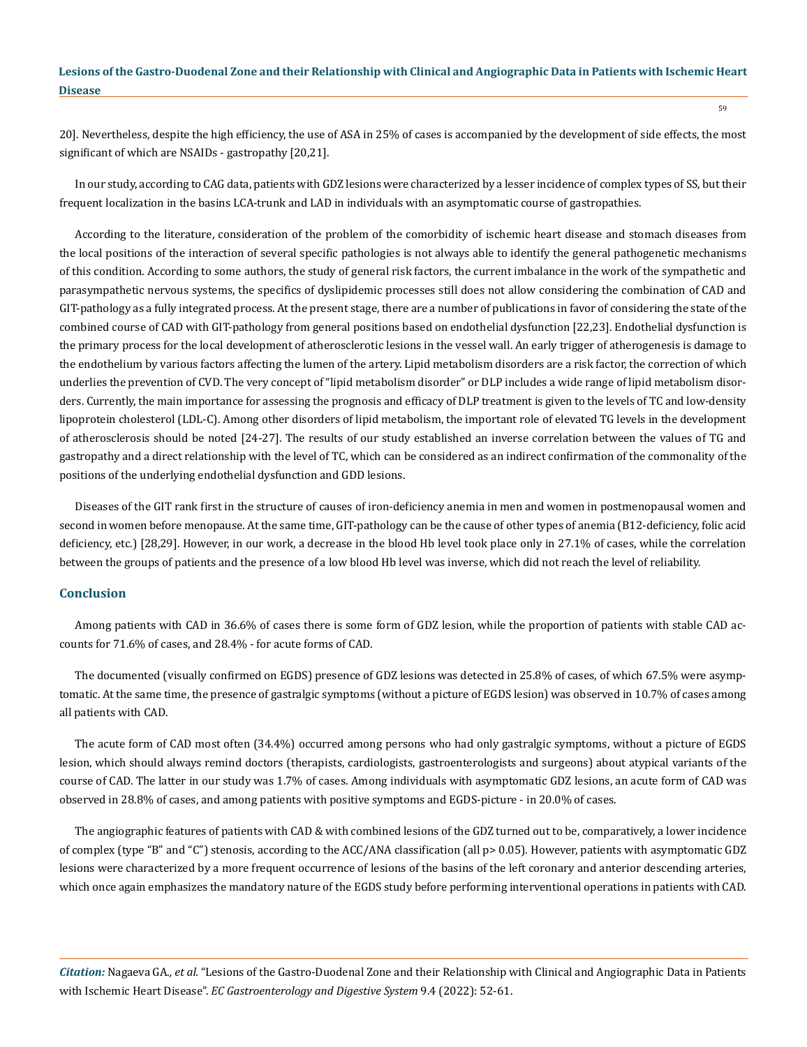20]. Nevertheless, despite the high efficiency, the use of ASA in 25% of cases is accompanied by the development of side effects, the most significant of which are NSAIDs - gastropathy [20,21].

In our study, according to CAG data, patients with GDZ lesions were characterized by a lesser incidence of complex types of SS, but their frequent localization in the basins LCA-trunk and LAD in individuals with an asymptomatic course of gastropathies.

According to the literature, consideration of the problem of the comorbidity of ischemic heart disease and stomach diseases from the local positions of the interaction of several specific pathologies is not always able to identify the general pathogenetic mechanisms of this condition. According to some authors, the study of general risk factors, the current imbalance in the work of the sympathetic and parasympathetic nervous systems, the specifics of dyslipidemic processes still does not allow considering the combination of CAD and GIT-pathology as a fully integrated process. At the present stage, there are a number of publications in favor of considering the state of the combined course of CAD with GIT-pathology from general positions based on endothelial dysfunction [22,23]. Endothelial dysfunction is the primary process for the local development of atherosclerotic lesions in the vessel wall. An early trigger of atherogenesis is damage to the endothelium by various factors affecting the lumen of the artery. Lipid metabolism disorders are a risk factor, the correction of which underlies the prevention of CVD. The very concept of "lipid metabolism disorder" or DLP includes a wide range of lipid metabolism disorders. Currently, the main importance for assessing the prognosis and efficacy of DLP treatment is given to the levels of TC and low-density lipoprotein cholesterol (LDL-C). Among other disorders of lipid metabolism, the important role of elevated TG levels in the development of atherosclerosis should be noted [24-27]. The results of our study established an inverse correlation between the values of TG and gastropathy and a direct relationship with the level of TC, which can be considered as an indirect confirmation of the commonality of the positions of the underlying endothelial dysfunction and GDD lesions.

Diseases of the GIT rank first in the structure of causes of iron-deficiency anemia in men and women in postmenopausal women and second in women before menopause. At the same time, GIT-pathology can be the cause of other types of anemia (B12-deficiency, folic acid deficiency, etc.) [28,29]. However, in our work, a decrease in the blood Hb level took place only in 27.1% of cases, while the correlation between the groups of patients and the presence of a low blood Hb level was inverse, which did not reach the level of reliability.

## Conclusion

Among patients with CAD in 36.6% of cases there is some form of GDZ lesion, while the proportion of patients with stable CAD accounts for 71.6% of cases, and 28.4% - for acute forms of CAD.

The documented (visually confirmed on EGDS) presence of GDZ lesions was detected in 25.8% of cases, of which 67.5% were asymptomatic. At the same time, the presence of gastralgic symptoms (without a picture of EGDS lesion) was observed in 10.7% of cases among all patients with CAD.

The acute form of CAD most often (34.4%) occurred among persons who had only gastralgic symptoms, without a picture of EGDS lesion, which should always remind doctors (therapists, cardiologists, gastroenterologists and surgeons) about atypical variants of the course of CAD. The latter in our study was 1.7% of cases. Among individuals with asymptomatic GDZ lesions, an acute form of CAD was observed in 28.8% of cases, and among patients with positive symptoms and EGDS-picture - in 20.0% of cases.

The angiographic features of patients with CAD & with combined lesions of the GDZ turned out to be, comparatively, a lower incidence of complex (type "B" and "C") stenosis, according to the ACC/ANA classification (all $p > 0.05$). However, patients with asymptomatic GDZ lesions were characterized by a more frequent occurrence of lesions of the basins of the left coronary and anterior descending arteries, which once again emphasizes the mandatory nature of the EGDS study before performing interventional operations in patients with CAD.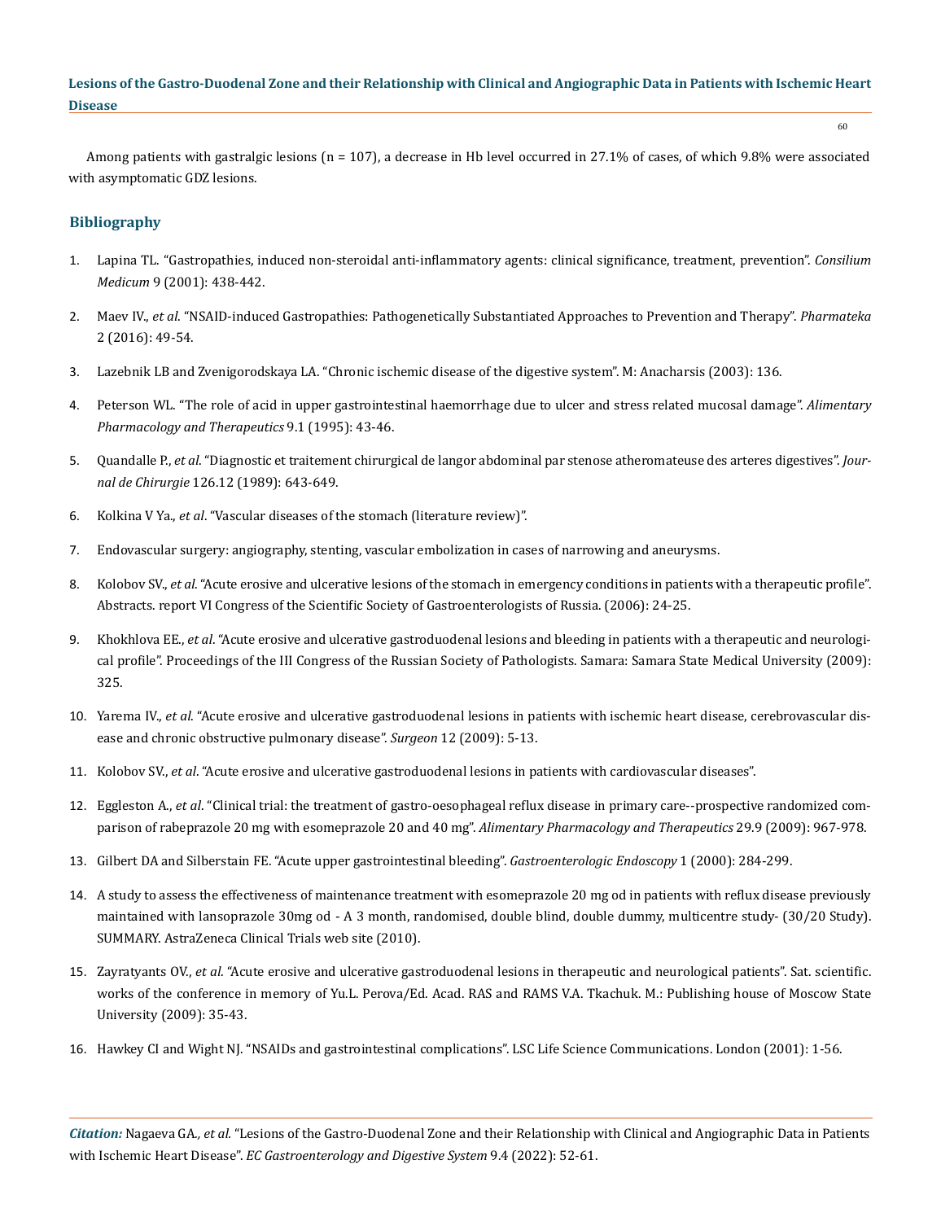Among patients with gastralgic lesions (n = 107), a decrease in Hb level occurred in 27.1% of cases, of which 9.8% were associated with asymptomatic GDZ lesions.

## Bibliography

1. Lapina TL. "Gastropathies, induced non-steroidal anti-inflammatory agents: clinical significance, treatment, prevention". *Consilium Medicum* 9 (2001): 438-442.
2. Maev IV., *et al*. "NSAID-induced Gastropathies: Pathogenetically Substantiated Approaches to Prevention and Therapy". *Pharmateka* 2 (2016): 49-54.
3. Lazebnik LB and Zvenigorodskaya LA. "Chronic ischemic disease of the digestive system". M: Anacharsis (2003): 136.
4. Peterson WL. "The role of acid in upper gastrointestinal haemorrhage due to ulcer and stress related mucosal damage". *Alimentary Pharmacology and Therapeutics* 9.1 (1995): 43-46.
5. Quandalle P., *et al*. "Diagnostic et traitement chirurgical de langor abdominal par stenose atheromateuse des arteres digestives". *Journal de Chirurgie* 126.12 (1989): 643-649.
6. Kolkina V Ya., *et al*. "Vascular diseases of the stomach (literature review)".
7. Endovascular surgery: angiography, stenting, vascular embolization in cases of narrowing and aneurysms.
8. Kolobov SV., *et al*. "Acute erosive and ulcerative lesions of the stomach in emergency conditions in patients with a therapeutic profile". Abstracts. report VI Congress of the Scientific Society of Gastroenterologists of Russia. (2006): 24-25.
9. Khokhlova EE., *et al*. "Acute erosive and ulcerative gastroduodenal lesions and bleeding in patients with a therapeutic and neurological profile". Proceedings of the III Congress of the Russian Society of Pathologists. Samara: Samara State Medical University (2009): 325.
10. Yarema IV., *et al*. "Acute erosive and ulcerative gastroduodenal lesions in patients with ischemic heart disease, cerebrovascular disease and chronic obstructive pulmonary disease". *Surgeon* 12 (2009): 5-13.
11. Kolobov SV., *et al*. "Acute erosive and ulcerative gastroduodenal lesions in patients with cardiovascular diseases".
12. Eggleston A., *et al*. "Clinical trial: the treatment of gastro-oesophageal reflux disease in primary care--prospective randomized comparison of rabeprazole 20 mg with esomeprazole 20 and 40 mg". *Alimentary Pharmacology and Therapeutics* 29.9 (2009): 967-978.
13. Gilbert DA and Silberstain FE. "Acute upper gastrointestinal bleeding". *Gastroenterologic Endoscopy* 1 (2000): 284-299.
14. A study to assess the effectiveness of maintenance treatment with esomeprazole 20 mg od in patients with reflux disease previously maintained with lansoprazole 30mg od - A 3 month, randomised, double blind, double dummy, multicentre study- (30/20 Study). SUMMARY. AstraZeneca Clinical Trials web site (2010).
15. Zayratyants OV., *et al*. "Acute erosive and ulcerative gastroduodenal lesions in therapeutic and neurological patients". Sat. scientific. works of the conference in memory of Yu.L. Perova/Ed. Acad. RAS and RAMS V.A. Tkachuk. M.: Publishing house of Moscow State University (2009): 35-43.
16. Hawkey CI and Wight NJ. "NSAIDs and gastrointestinal complications". LSC Life Science Communications. London (2001): 1-56.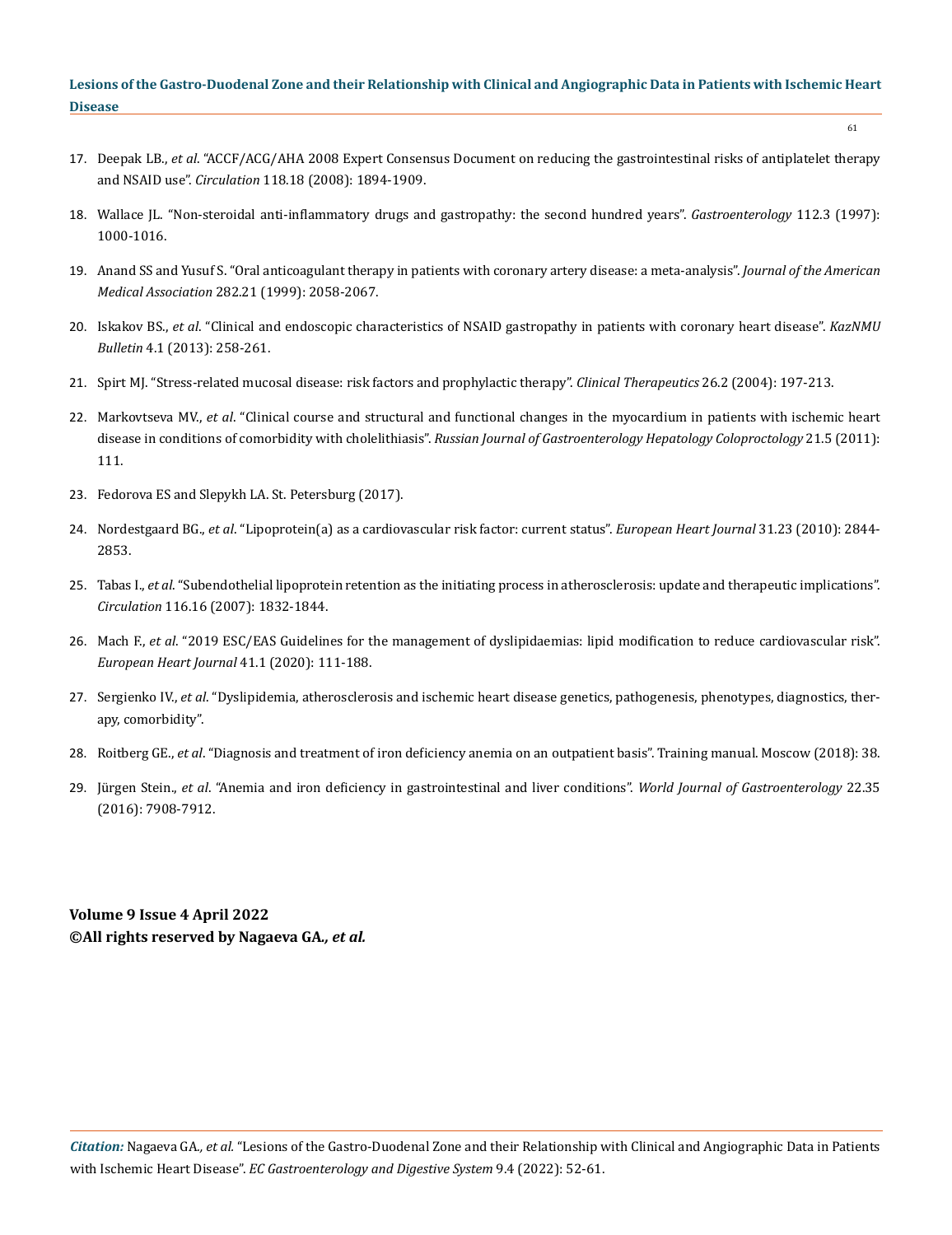17. Deepak LB., *et al*. "ACCF/ACG/AHA 2008 Expert Consensus Document on reducing the gastrointestinal risks of antiplatelet therapy and NSAID use". *Circulation* 118.18 (2008): 1894-1909.

18. Wallace JL. "Non-steroidal anti-inflammatory drugs and gastropathy: the second hundred years". *Gastroenterology* 112.3 (1997): 1000-1016.

19. Anand SS and Yusuf S. "Oral anticoagulant therapy in patients with coronary artery disease: a meta-analysis". *Journal of the American Medical Association* 282.21 (1999): 2058-2067.

20. Iskakov BS., *et al*. "Clinical and endoscopic characteristics of NSAID gastropathy in patients with coronary heart disease". *KazNMU Bulletin* 4.1 (2013): 258-261.

21. Spirt MJ. "Stress-related mucosal disease: risk factors and prophylactic therapy". *Clinical Therapeutics* 26.2 (2004): 197-213.

22. Markovtseva MV., *et al*. "Clinical course and structural and functional changes in the myocardium in patients with ischemic heart disease in conditions of comorbidity with cholelithiasis". *Russian Journal of Gastroenterology Hepatology Coloproctology* 21.5 (2011): 111.

23. Fedorova ES and Slepykh LA. St. Petersburg (2017).

24. Nordestgaard BG., *et al*. "Lipoprotein(a) as a cardiovascular risk factor: current status". *European Heart Journal* 31.23 (2010): 2844-2853.

25. Tabas I., *et al*. "Subendothelial lipoprotein retention as the initiating process in atherosclerosis: update and therapeutic implications". *Circulation* 116.16 (2007): 1832-1844.

26. Mach F., *et al*. "2019 ESC/EAS Guidelines for the management of dyslipidaemias: lipid modification to reduce cardiovascular risk". *European Heart Journal* 41.1 (2020): 111-188.

27. Sergienko IV., *et al*. "Dyslipidemia, atherosclerosis and ischemic heart disease genetics, pathogenesis, phenotypes, diagnostics, therapy, comorbidity".

28. Roitberg GE., *et al*. "Diagnosis and treatment of iron deficiency anemia on an outpatient basis". Training manual. Moscow (2018): 38.

29. Jürgen Stein., *et al*. "Anemia and iron deficiency in gastrointestinal and liver conditions". *World Journal of Gastroenterology* 22.35 (2016): 7908-7912.

**Volume 9 Issue 4 April 2022**
**©All rights reserved by Nagaeva GA.*, et al.***